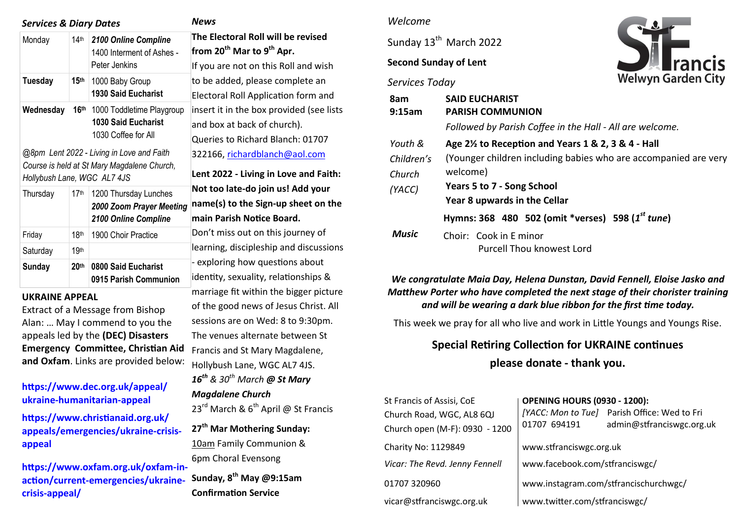*Services & Diary Dates*

| Day | Date | Event |
|---|---|---|
| Monday | 14th | ***2100 Online Compline***<br>1400 Interment of Ashes - Peter Jenkins |
| **Tuesday** | 15th | 1000 Baby Group<br>**1930 Said Eucharist** |
| **Wednesday** | 16th | 1000 Toddletime Playgroup<br>**1030 Said Eucharist**<br>1030 Coffee for All |
| *@8pm Lent 2022 - Living in Love and Faith Course is held at St Mary Magdalene Church, Hollybush Lane, WGC AL7 4JS* | | |
| Thursday | 17th | 1200 Thursday Lunches<br>***2000 Zoom Prayer Meeting***<br>***2100 Online Compline*** |
| Friday | 18th | 1900 Choir Practice |
| Saturday | 19th | |
| **Sunday** | 20th | **0800 Said Eucharist**<br>**0915 Parish Communion** |

**UKRAINE APPEAL**

Extract of a Message from Bishop Alan: … May I commend to you the appeals led by the **(DEC) Disasters Emergency Committee, Christian Aid and Oxfam**. Links are provided below:

**https://www.dec.org.uk/appeal/ukraine-humanitarian-appeal**

**https://www.christianaid.org.uk/appeals/emergencies/ukraine-crisis-appeal**

**https://www.oxfam.org.uk/oxfam-in-action/current-emergencies/ukraine-crisis-appeal/**

*News*

**The Electoral Roll will be revised from 20th Mar to 9th Apr.**

If you are not on this Roll and wish to be added, please complete an Electoral Roll Application form and insert it in the box provided (see lists and box at back of church). Queries to Richard Blanch: 01707 322166, richardblanch@aol.com

**Lent 2022 - Living in Love and Faith: Not too late-do join us! Add your name(s) to the Sign-up sheet on the main Parish Notice Board.**

Don't miss out on this journey of learning, discipleship and discussions - exploring how questions about identity, sexuality, relationships & marriage fit within the bigger picture of the good news of Jesus Christ. All sessions are on Wed: 8 to 9:30pm. The venues alternate between St Francis and St Mary Magdalene, Hollybush Lane, WGC AL7 4JS.

***16th** & 30th March **@ St Mary Magdalene Church***

23rd March & 6th April @ St Francis

**27th Mar Mothering Sunday:**

10am Family Communion &
6pm Choral Evensong

**Sunday, 8th May @9:15am Confirmation Service**

*Welcome*

Sunday 13th March 2022

**Second Sunday of Lent**

**StFrancis Welwyn Garden City**

*Services Today*

| | |
|---|---|
| **8am** | **SAID EUCHARIST** |
| **9:15am** | **PARISH COMMUNION** |
| | *Followed by Parish Coffee in the Hall - All are welcome.* |
| *Youth & Children's Church (YACC)* | **Age 2½ to Reception and Years 1 & 2, 3 & 4 - Hall**<br>(Younger children including babies who are accompanied are very welcome)<br>**Years 5 to 7 - Song School**<br>**Year 8 upwards in the Cellar** |
| | **Hymns: 368 480 502 (omit \*verses) 598 (*1st tune*)** |
| ***Music*** | Choir: Cook in E minor<br>Purcell Thou knowest Lord |

***We congratulate Maia Day, Helena Dunstan, David Fennell, Eloise Jasko and Matthew Porter who have completed the next stage of their chorister training and will be wearing a dark blue ribbon for the first time today.***

This week we pray for all who live and work in Little Youngs and Youngs Rise.

**Special Retiring Collection for UKRAINE continues please donate - thank you.**

St Francis of Assisi, CoE
Church Road, WGC, AL8 6QJ
Church open (M-F): 0930 - 1200

Charity No: 1129849

*Vicar: The Revd. Jenny Fennell*

01707 320960

vicar@stfranciswgc.org.uk

**OPENING HOURS (0930 - 1200):**
*[YACC: Mon to Tue]* Parish Office: Wed to Fri
01707 694191 admin@stfranciswgc.org.uk

www.stfranciswgc.org.uk

www.facebook.com/stfranciswgc/

www.instagram.com/stfrancischurchwgc/

www.twitter.com/stfranciswgc/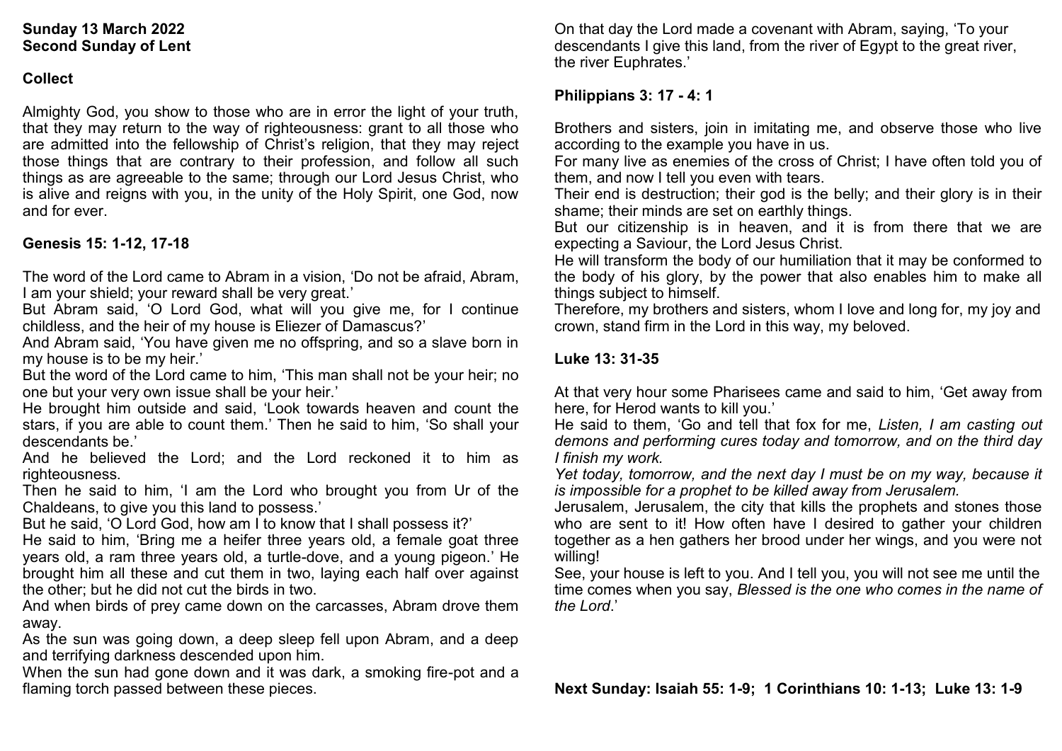**Sunday 13 March 2022**
**Second Sunday of Lent**

**Collect**

Almighty God, you show to those who are in error the light of your truth, that they may return to the way of righteousness: grant to all those who are admitted into the fellowship of Christ's religion, that they may reject those things that are contrary to their profession, and follow all such things as are agreeable to the same; through our Lord Jesus Christ, who is alive and reigns with you, in the unity of the Holy Spirit, one God, now and for ever.

**Genesis 15: 1-12, 17-18**

The word of the Lord came to Abram in a vision, 'Do not be afraid, Abram, I am your shield; your reward shall be very great.'
But Abram said, 'O Lord God, what will you give me, for I continue childless, and the heir of my house is Eliezer of Damascus?'
And Abram said, 'You have given me no offspring, and so a slave born in my house is to be my heir.'
But the word of the Lord came to him, 'This man shall not be your heir; no one but your very own issue shall be your heir.'
He brought him outside and said, 'Look towards heaven and count the stars, if you are able to count them.' Then he said to him, 'So shall your descendants be.'
And he believed the Lord; and the Lord reckoned it to him as righteousness.
Then he said to him, 'I am the Lord who brought you from Ur of the Chaldeans, to give you this land to possess.'
But he said, 'O Lord God, how am I to know that I shall possess it?'
He said to him, 'Bring me a heifer three years old, a female goat three years old, a ram three years old, a turtle-dove, and a young pigeon.' He brought him all these and cut them in two, laying each half over against the other; but he did not cut the birds in two.
And when birds of prey came down on the carcasses, Abram drove them away.
As the sun was going down, a deep sleep fell upon Abram, and a deep and terrifying darkness descended upon him.
When the sun had gone down and it was dark, a smoking fire-pot and a flaming torch passed between these pieces.
On that day the Lord made a covenant with Abram, saying, 'To your descendants I give this land, from the river of Egypt to the great river, the river Euphrates.'

**Philippians 3: 17 - 4: 1**

Brothers and sisters, join in imitating me, and observe those who live according to the example you have in us.
For many live as enemies of the cross of Christ; I have often told you of them, and now I tell you even with tears.
Their end is destruction; their god is the belly; and their glory is in their shame; their minds are set on earthly things.
But our citizenship is in heaven, and it is from there that we are expecting a Saviour, the Lord Jesus Christ.
He will transform the body of our humiliation that it may be conformed to the body of his glory, by the power that also enables him to make all things subject to himself.
Therefore, my brothers and sisters, whom I love and long for, my joy and crown, stand firm in the Lord in this way, my beloved.

**Luke 13: 31-35**

At that very hour some Pharisees came and said to him, 'Get away from here, for Herod wants to kill you.'
He said to them, 'Go and tell that fox for me, *Listen, I am casting out demons and performing cures today and tomorrow, and on the third day I finish my work.*
*Yet today, tomorrow, and the next day I must be on my way, because it is impossible for a prophet to be killed away from Jerusalem.*
Jerusalem, Jerusalem, the city that kills the prophets and stones those who are sent to it! How often have I desired to gather your children together as a hen gathers her brood under her wings, and you were not willing!
See, your house is left to you. And I tell you, you will not see me until the time comes when you say, *Blessed is the one who comes in the name of the Lord*.'

**Next Sunday: Isaiah 55: 1-9; 1 Corinthians 10: 1-13; Luke 13: 1-9**